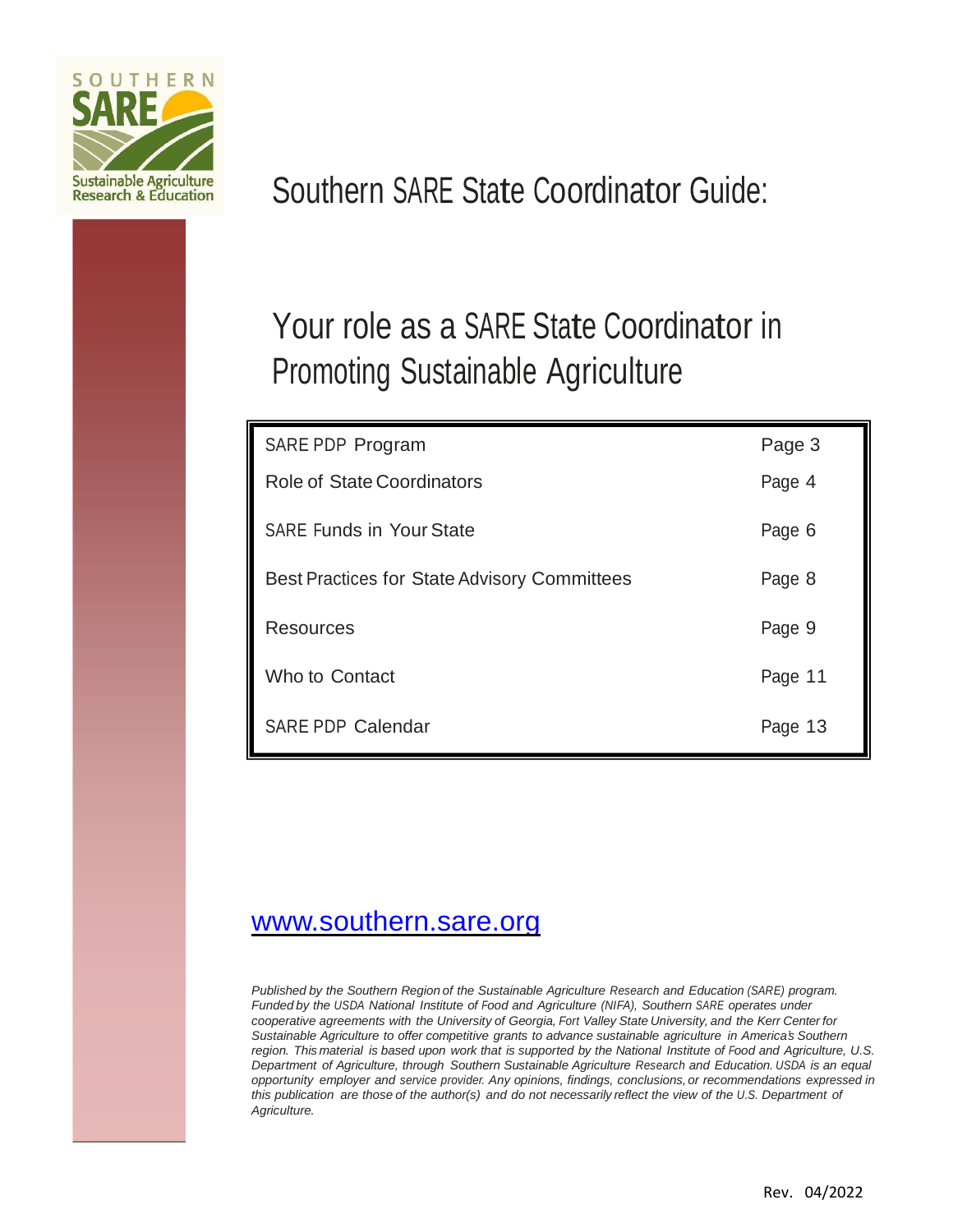SOUTHERN SARE

Sustainable Agriculture Research & Education

# Southern SARE State Coordinator Guide:

## Your role as a SARE State Coordinator in Promoting Sustainable Agriculture

| | |
|---|---|
| SARE PDP Program | Page 3 |
| Role of State Coordinators | Page 4 |
| SARE Funds in Your State | Page 6 |
| Best Practices for State Advisory Committees | Page 8 |
| Resources | Page 9 |
| Who to Contact | Page 11 |
| SARE PDP Calendar | Page 13 |

[www.southern.sare.org](http://www.southern.sare.org)

*Published by the Southern Region of the Sustainable Agriculture Research and Education (SARE) program. Funded by the USDA National Institute of Food and Agriculture (NIFA), Southern SARE operates under cooperative agreements with the University of Georgia, Fort Valley State University, and the Kerr Center for Sustainable Agriculture to offer competitive grants to advance sustainable agriculture in America's Southern region. This material is based upon work that is supported by the National Institute of Food and Agriculture, U.S. Department of Agriculture, through Southern Sustainable Agriculture Research and Education. USDA is an equal opportunity employer and service provider. Any opinions, findings, conclusions, or recommendations expressed in this publication are those of the author(s) and do not necessarily reflect the view of the U.S. Department of Agriculture.*

Rev. 04/2022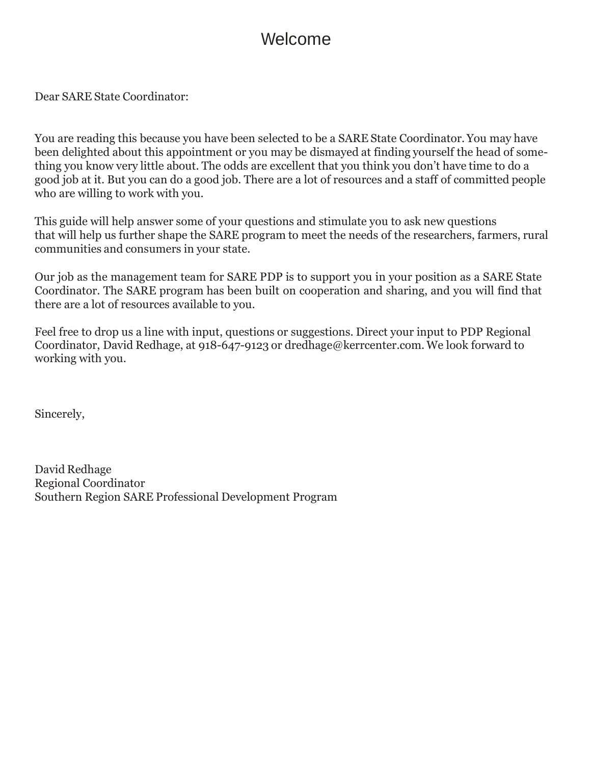# Welcome

Dear SARE State Coordinator:

You are reading this because you have been selected to be a SARE State Coordinator. You may have been delighted about this appointment or you may be dismayed at finding yourself the head of something you know very little about. The odds are excellent that you think you don't have time to do a good job at it. But you can do a good job. There are a lot of resources and a staff of committed people who are willing to work with you.

This guide will help answer some of your questions and stimulate you to ask new questions that will help us further shape the SARE program to meet the needs of the researchers, farmers, rural communities and consumers in your state.

Our job as the management team for SARE PDP is to support you in your position as a SARE State Coordinator. The SARE program has been built on cooperation and sharing, and you will find that there are a lot of resources available to you.

Feel free to drop us a line with input, questions or suggestions. Direct your input to PDP Regional Coordinator, David Redhage, at 918-647-9123 or dredhage@kerrcenter.com. We look forward to working with you.

Sincerely,

David Redhage
Regional Coordinator
Southern Region SARE Professional Development Program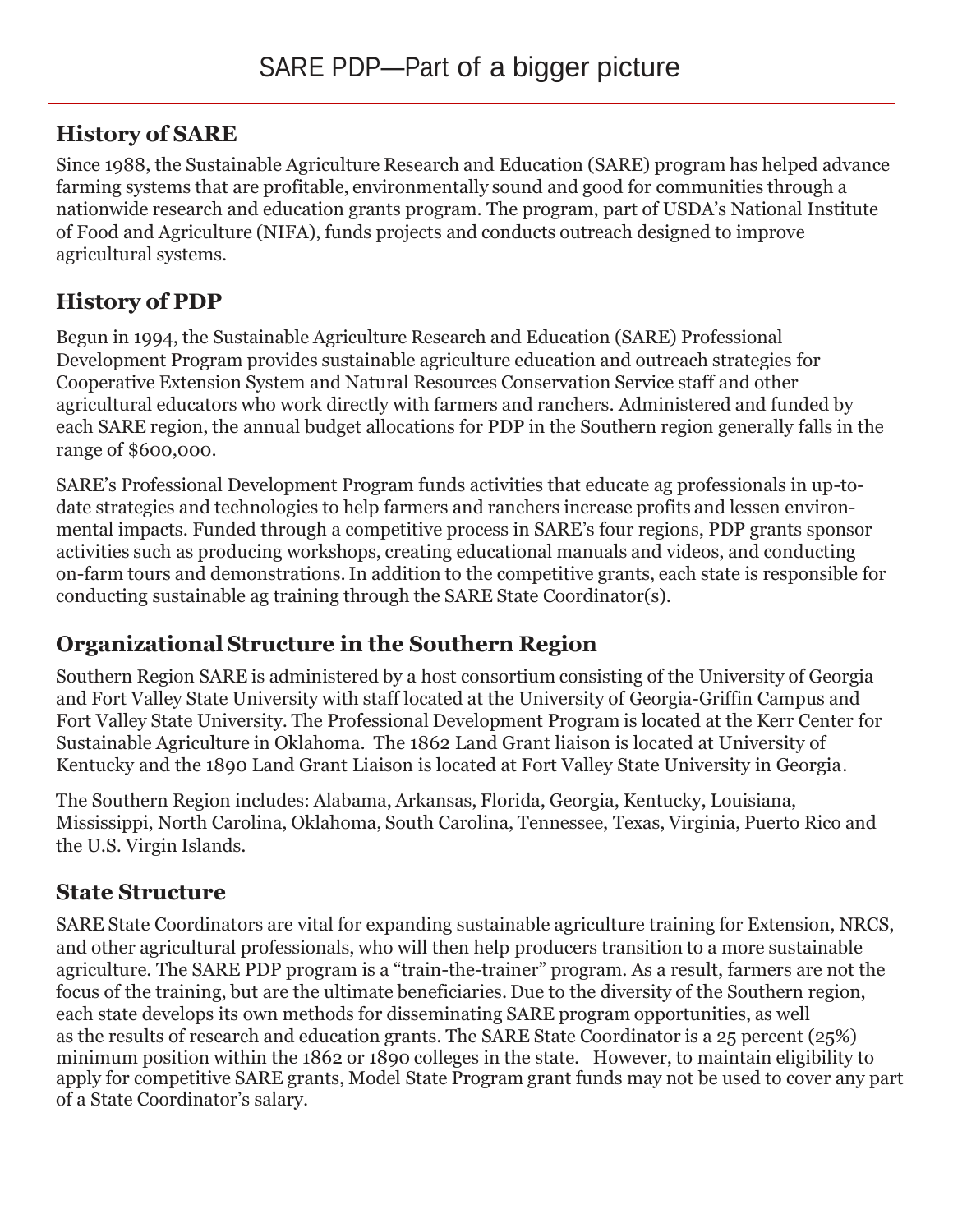# SARE PDP—Part of a bigger picture

## History of SARE

Since 1988, the Sustainable Agriculture Research and Education (SARE) program has helped advance farming systems that are profitable, environmentally sound and good for communities through a nationwide research and education grants program. The program, part of USDA's National Institute of Food and Agriculture (NIFA), funds projects and conducts outreach designed to improve agricultural systems.

## History of PDP

Begun in 1994, the Sustainable Agriculture Research and Education (SARE) Professional Development Program provides sustainable agriculture education and outreach strategies for Cooperative Extension System and Natural Resources Conservation Service staff and other agricultural educators who work directly with farmers and ranchers. Administered and funded by each SARE region, the annual budget allocations for PDP in the Southern region generally falls in the range of $600,000.

SARE's Professional Development Program funds activities that educate ag professionals in up-to-date strategies and technologies to help farmers and ranchers increase profits and lessen environmental impacts. Funded through a competitive process in SARE's four regions, PDP grants sponsor activities such as producing workshops, creating educational manuals and videos, and conducting on-farm tours and demonstrations. In addition to the competitive grants, each state is responsible for conducting sustainable ag training through the SARE State Coordinator(s).

## Organizational Structure in the Southern Region

Southern Region SARE is administered by a host consortium consisting of the University of Georgia and Fort Valley State University with staff located at the University of Georgia-Griffin Campus and Fort Valley State University. The Professional Development Program is located at the Kerr Center for Sustainable Agriculture in Oklahoma. The 1862 Land Grant liaison is located at University of Kentucky and the 1890 Land Grant Liaison is located at Fort Valley State University in Georgia.

The Southern Region includes: Alabama, Arkansas, Florida, Georgia, Kentucky, Louisiana, Mississippi, North Carolina, Oklahoma, South Carolina, Tennessee, Texas, Virginia, Puerto Rico and the U.S. Virgin Islands.

## State Structure

SARE State Coordinators are vital for expanding sustainable agriculture training for Extension, NRCS, and other agricultural professionals, who will then help producers transition to a more sustainable agriculture. The SARE PDP program is a "train-the-trainer" program. As a result, farmers are not the focus of the training, but are the ultimate beneficiaries. Due to the diversity of the Southern region, each state develops its own methods for disseminating SARE program opportunities, as well as the results of research and education grants. The SARE State Coordinator is a 25 percent (25%) minimum position within the 1862 or 1890 colleges in the state. However, to maintain eligibility to apply for competitive SARE grants, Model State Program grant funds may not be used to cover any part of a State Coordinator's salary.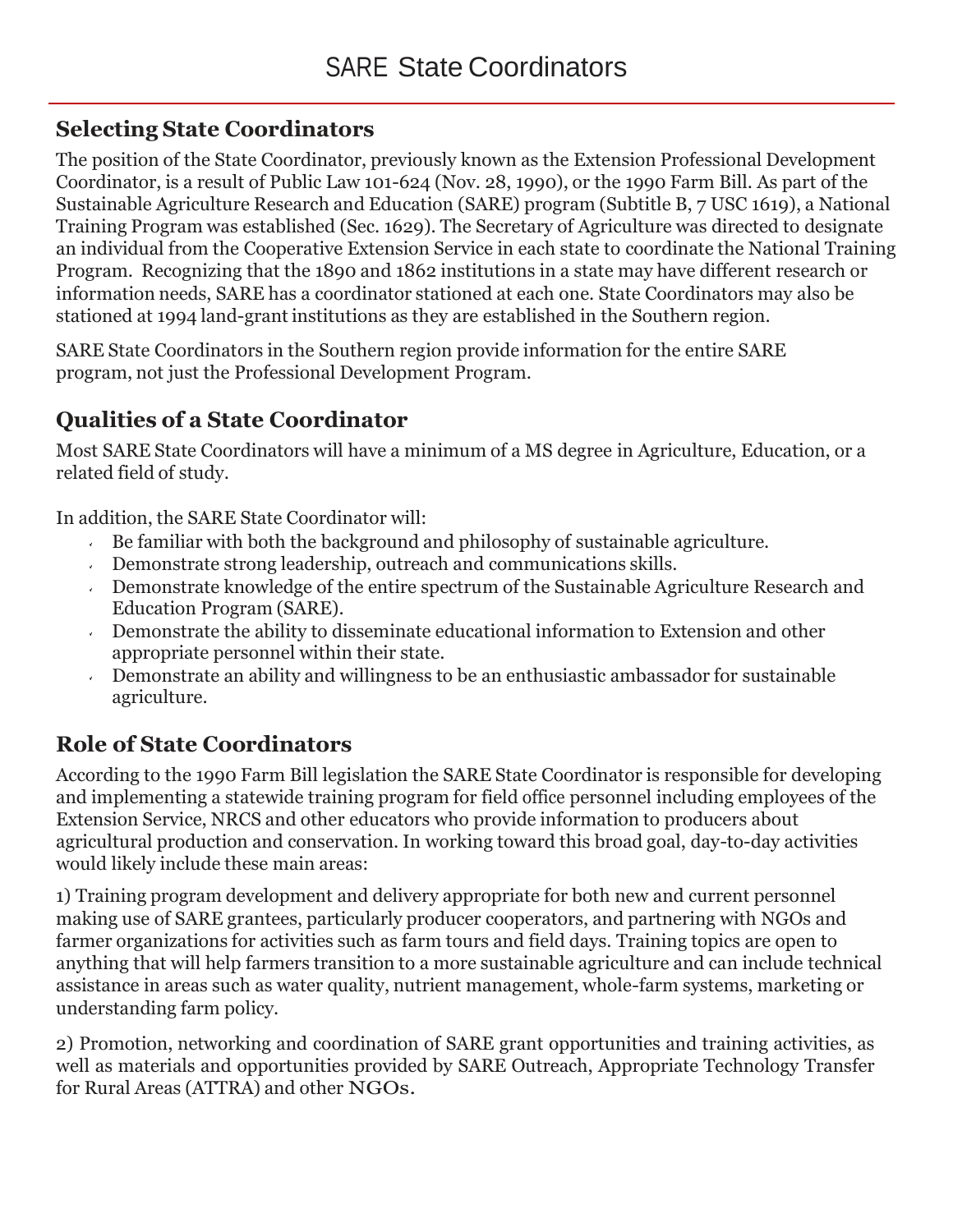# SARE State Coordinators

## Selecting State Coordinators

The position of the State Coordinator, previously known as the Extension Professional Development Coordinator, is a result of Public Law 101-624 (Nov. 28, 1990), or the 1990 Farm Bill. As part of the Sustainable Agriculture Research and Education (SARE) program (Subtitle B, 7 USC 1619), a National Training Program was established (Sec. 1629). The Secretary of Agriculture was directed to designate an individual from the Cooperative Extension Service in each state to coordinate the National Training Program. Recognizing that the 1890 and 1862 institutions in a state may have different research or information needs, SARE has a coordinator stationed at each one. State Coordinators may also be stationed at 1994 land-grant institutions as they are established in the Southern region.

SARE State Coordinators in the Southern region provide information for the entire SARE program, not just the Professional Development Program.

## Qualities of a State Coordinator

Most SARE State Coordinators will have a minimum of a MS degree in Agriculture, Education, or a related field of study.

In addition, the SARE State Coordinator will:

- Be familiar with both the background and philosophy of sustainable agriculture.
- Demonstrate strong leadership, outreach and communications skills.
- Demonstrate knowledge of the entire spectrum of the Sustainable Agriculture Research and Education Program (SARE).
- Demonstrate the ability to disseminate educational information to Extension and other appropriate personnel within their state.
- Demonstrate an ability and willingness to be an enthusiastic ambassador for sustainable agriculture.

## Role of State Coordinators

According to the 1990 Farm Bill legislation the SARE State Coordinator is responsible for developing and implementing a statewide training program for field office personnel including employees of the Extension Service, NRCS and other educators who provide information to producers about agricultural production and conservation. In working toward this broad goal, day-to-day activities would likely include these main areas:

1) Training program development and delivery appropriate for both new and current personnel making use of SARE grantees, particularly producer cooperators, and partnering with NGOs and farmer organizations for activities such as farm tours and field days. Training topics are open to anything that will help farmers transition to a more sustainable agriculture and can include technical assistance in areas such as water quality, nutrient management, whole-farm systems, marketing or understanding farm policy.

2) Promotion, networking and coordination of SARE grant opportunities and training activities, as well as materials and opportunities provided by SARE Outreach, Appropriate Technology Transfer for Rural Areas (ATTRA) and other NGOs.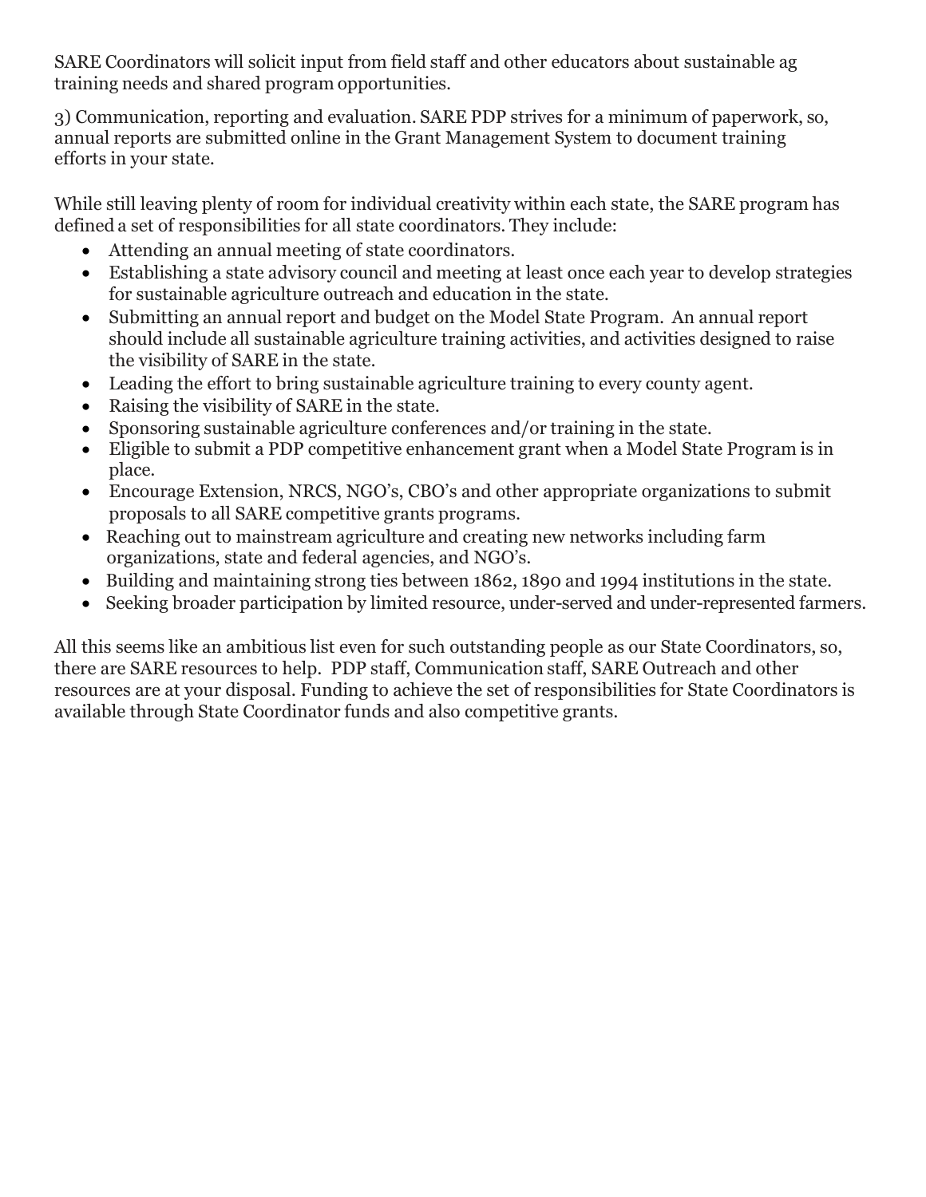SARE Coordinators will solicit input from field staff and other educators about sustainable ag training needs and shared program opportunities.

3) Communication, reporting and evaluation. SARE PDP strives for a minimum of paperwork, so, annual reports are submitted online in the Grant Management System to document training efforts in your state.

While still leaving plenty of room for individual creativity within each state, the SARE program has defined a set of responsibilities for all state coordinators. They include:

- Attending an annual meeting of state coordinators.
- Establishing a state advisory council and meeting at least once each year to develop strategies for sustainable agriculture outreach and education in the state.
- Submitting an annual report and budget on the Model State Program. An annual report should include all sustainable agriculture training activities, and activities designed to raise the visibility of SARE in the state.
- Leading the effort to bring sustainable agriculture training to every county agent.
- Raising the visibility of SARE in the state.
- Sponsoring sustainable agriculture conferences and/or training in the state.
- Eligible to submit a PDP competitive enhancement grant when a Model State Program is in place.
- Encourage Extension, NRCS, NGO's, CBO's and other appropriate organizations to submit proposals to all SARE competitive grants programs.
- Reaching out to mainstream agriculture and creating new networks including farm organizations, state and federal agencies, and NGO's.
- Building and maintaining strong ties between 1862, 1890 and 1994 institutions in the state.
- Seeking broader participation by limited resource, under-served and under-represented farmers.

All this seems like an ambitious list even for such outstanding people as our State Coordinators, so, there are SARE resources to help. PDP staff, Communication staff, SARE Outreach and other resources are at your disposal. Funding to achieve the set of responsibilities for State Coordinators is available through State Coordinator funds and also competitive grants.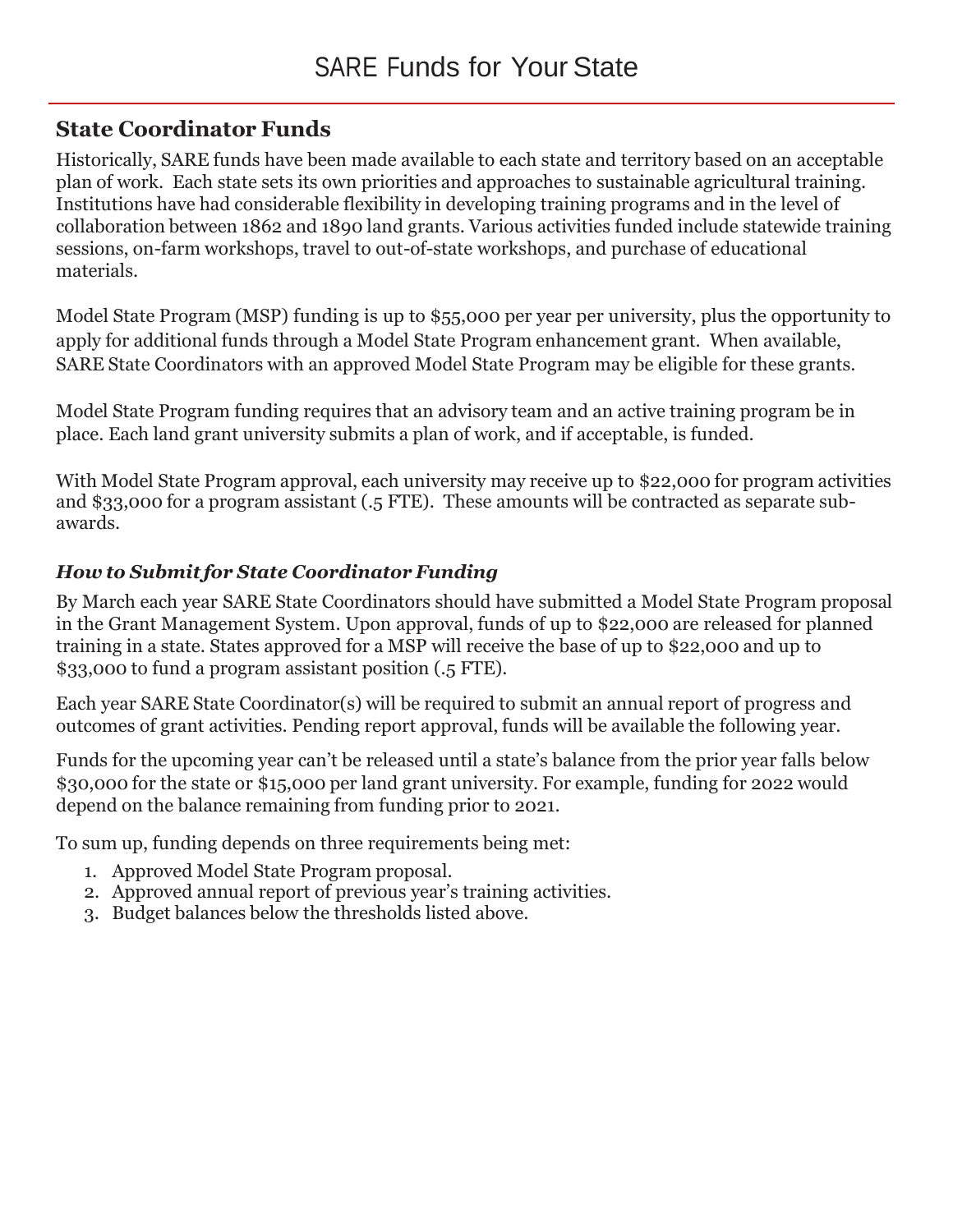# SARE Funds for Your State

## State Coordinator Funds

Historically, SARE funds have been made available to each state and territory based on an acceptable plan of work. Each state sets its own priorities and approaches to sustainable agricultural training. Institutions have had considerable flexibility in developing training programs and in the level of collaboration between 1862 and 1890 land grants. Various activities funded include statewide training sessions, on-farm workshops, travel to out-of-state workshops, and purchase of educational materials.

Model State Program (MSP) funding is up to $55,000 per year per university, plus the opportunity to apply for additional funds through a Model State Program enhancement grant. When available, SARE State Coordinators with an approved Model State Program may be eligible for these grants.

Model State Program funding requires that an advisory team and an active training program be in place. Each land grant university submits a plan of work, and if acceptable, is funded.

With Model State Program approval, each university may receive up to $22,000 for program activities and $33,000 for a program assistant (.5 FTE). These amounts will be contracted as separate sub-awards.

### *How to Submit for State Coordinator Funding*

By March each year SARE State Coordinators should have submitted a Model State Program proposal in the Grant Management System. Upon approval, funds of up to $22,000 are released for planned training in a state. States approved for a MSP will receive the base of up to $22,000 and up to $33,000 to fund a program assistant position (.5 FTE).

Each year SARE State Coordinator(s) will be required to submit an annual report of progress and outcomes of grant activities. Pending report approval, funds will be available the following year.

Funds for the upcoming year can't be released until a state's balance from the prior year falls below $30,000 for the state or $15,000 per land grant university. For example, funding for 2022 would depend on the balance remaining from funding prior to 2021.

To sum up, funding depends on three requirements being met:

1. Approved Model State Program proposal.
2. Approved annual report of previous year's training activities.
3. Budget balances below the thresholds listed above.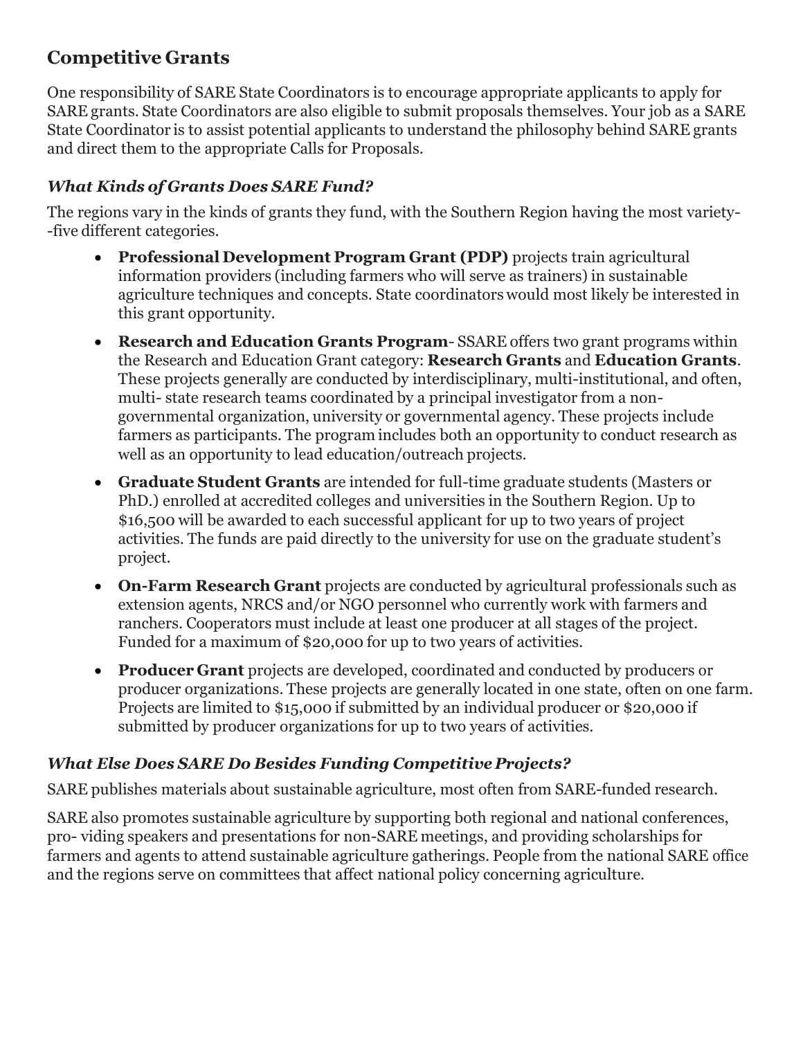## Competitive Grants

One responsibility of SARE State Coordinators is to encourage appropriate applicants to apply for SARE grants. State Coordinators are also eligible to submit proposals themselves. Your job as a SARE State Coordinator is to assist potential applicants to understand the philosophy behind SARE grants and direct them to the appropriate Calls for Proposals.

### *What Kinds of Grants Does SARE Fund?*

The regions vary in the kinds of grants they fund, with the Southern Region having the most variety--five different categories.

- **Professional Development Program Grant (PDP)** projects train agricultural information providers (including farmers who will serve as trainers) in sustainable agriculture techniques and concepts. State coordinators would most likely be interested in this grant opportunity.
- **Research and Education Grants Program**- SSARE offers two grant programs within the Research and Education Grant category: **Research Grants** and **Education Grants**. These projects generally are conducted by interdisciplinary, multi-institutional, and often, multi- state research teams coordinated by a principal investigator from a non-governmental organization, university or governmental agency. These projects include farmers as participants. The program includes both an opportunity to conduct research as well as an opportunity to lead education/outreach projects.
- **Graduate Student Grants** are intended for full-time graduate students (Masters or PhD.) enrolled at accredited colleges and universities in the Southern Region. Up to $16,500 will be awarded to each successful applicant for up to two years of project activities. The funds are paid directly to the university for use on the graduate student's project.
- **On-Farm Research Grant** projects are conducted by agricultural professionals such as extension agents, NRCS and/or NGO personnel who currently work with farmers and ranchers. Cooperators must include at least one producer at all stages of the project. Funded for a maximum of $20,000 for up to two years of activities.
- **Producer Grant** projects are developed, coordinated and conducted by producers or producer organizations. These projects are generally located in one state, often on one farm. Projects are limited to $15,000 if submitted by an individual producer or $20,000 if submitted by producer organizations for up to two years of activities.

### *What Else Does SARE Do Besides Funding Competitive Projects?*

SARE publishes materials about sustainable agriculture, most often from SARE-funded research.

SARE also promotes sustainable agriculture by supporting both regional and national conferences, pro- viding speakers and presentations for non-SARE meetings, and providing scholarships for farmers and agents to attend sustainable agriculture gatherings. People from the national SARE office and the regions serve on committees that affect national policy concerning agriculture.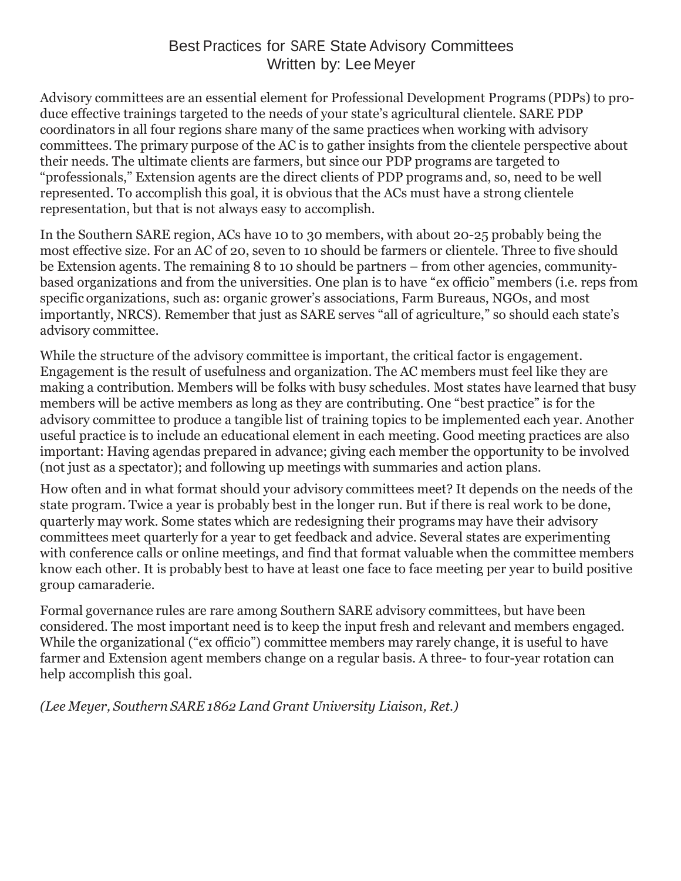# Best Practices for SARE State Advisory Committees

Written by: Lee Meyer

Advisory committees are an essential element for Professional Development Programs (PDPs) to produce effective trainings targeted to the needs of your state's agricultural clientele. SARE PDP coordinators in all four regions share many of the same practices when working with advisory committees. The primary purpose of the AC is to gather insights from the clientele perspective about their needs. The ultimate clients are farmers, but since our PDP programs are targeted to "professionals," Extension agents are the direct clients of PDP programs and, so, need to be well represented. To accomplish this goal, it is obvious that the ACs must have a strong clientele representation, but that is not always easy to accomplish.

In the Southern SARE region, ACs have 10 to 30 members, with about 20-25 probably being the most effective size. For an AC of 20, seven to 10 should be farmers or clientele. Three to five should be Extension agents. The remaining 8 to 10 should be partners – from other agencies, community-based organizations and from the universities. One plan is to have "ex officio" members (i.e. reps from specific organizations, such as: organic grower's associations, Farm Bureaus, NGOs, and most importantly, NRCS). Remember that just as SARE serves "all of agriculture," so should each state's advisory committee.

While the structure of the advisory committee is important, the critical factor is engagement. Engagement is the result of usefulness and organization. The AC members must feel like they are making a contribution. Members will be folks with busy schedules. Most states have learned that busy members will be active members as long as they are contributing. One "best practice" is for the advisory committee to produce a tangible list of training topics to be implemented each year. Another useful practice is to include an educational element in each meeting. Good meeting practices are also important: Having agendas prepared in advance; giving each member the opportunity to be involved (not just as a spectator); and following up meetings with summaries and action plans.

How often and in what format should your advisory committees meet? It depends on the needs of the state program. Twice a year is probably best in the longer run. But if there is real work to be done, quarterly may work. Some states which are redesigning their programs may have their advisory committees meet quarterly for a year to get feedback and advice. Several states are experimenting with conference calls or online meetings, and find that format valuable when the committee members know each other. It is probably best to have at least one face to face meeting per year to build positive group camaraderie.

Formal governance rules are rare among Southern SARE advisory committees, but have been considered. The most important need is to keep the input fresh and relevant and members engaged. While the organizational ("ex officio") committee members may rarely change, it is useful to have farmer and Extension agent members change on a regular basis. A three- to four-year rotation can help accomplish this goal.

*(Lee Meyer, Southern SARE 1862 Land Grant University Liaison, Ret.)*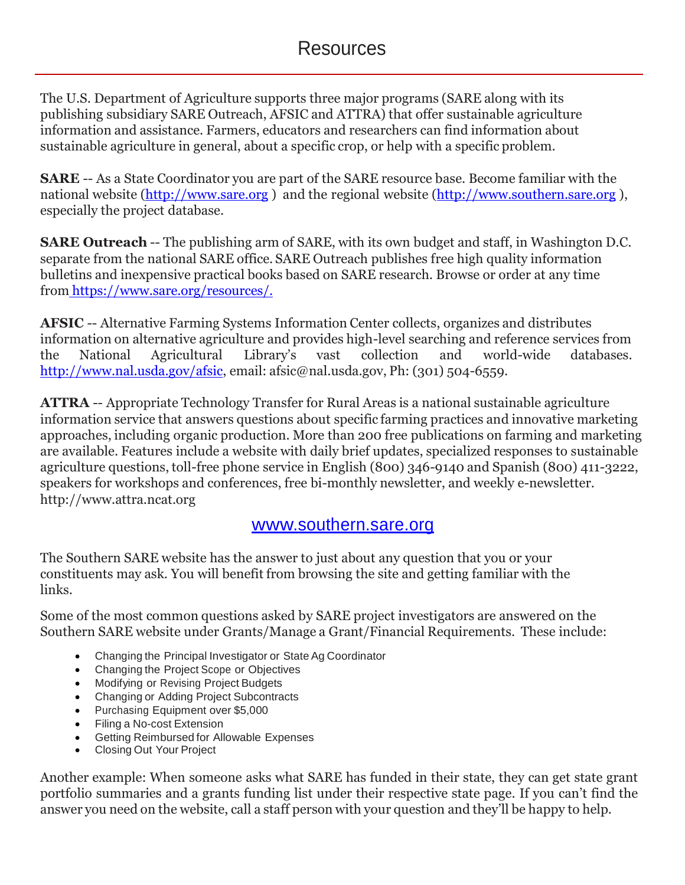# Resources

The U.S. Department of Agriculture supports three major programs (SARE along with its publishing subsidiary SARE Outreach, AFSIC and ATTRA) that offer sustainable agriculture information and assistance. Farmers, educators and researchers can find information about sustainable agriculture in general, about a specific crop, or help with a specific problem.

**SARE** -- As a State Coordinator you are part of the SARE resource base. Become familiar with the national website (http://www.sare.org ) and the regional website (http://www.southern.sare.org ), especially the project database.

**SARE Outreach** -- The publishing arm of SARE, with its own budget and staff, in Washington D.C. separate from the national SARE office. SARE Outreach publishes free high quality information bulletins and inexpensive practical books based on SARE research. Browse or order at any time from https://www.sare.org/resources/.

**AFSIC** -- Alternative Farming Systems Information Center collects, organizes and distributes information on alternative agriculture and provides high-level searching and reference services from the National Agricultural Library's vast collection and world-wide databases. http://www.nal.usda.gov/afsic, email: afsic@nal.usda.gov, Ph: (301) 504-6559.

**ATTRA** -- Appropriate Technology Transfer for Rural Areas is a national sustainable agriculture information service that answers questions about specific farming practices and innovative marketing approaches, including organic production. More than 200 free publications on farming and marketing are available. Features include a website with daily brief updates, specialized responses to sustainable agriculture questions, toll-free phone service in English (800) 346-9140 and Spanish (800) 411-3222, speakers for workshops and conferences, free bi-monthly newsletter, and weekly e-newsletter. http://www.attra.ncat.org

## www.southern.sare.org

The Southern SARE website has the answer to just about any question that you or your constituents may ask. You will benefit from browsing the site and getting familiar with the links.

Some of the most common questions asked by SARE project investigators are answered on the Southern SARE website under Grants/Manage a Grant/Financial Requirements. These include:

- Changing the Principal Investigator or State Ag Coordinator
- Changing the Project Scope or Objectives
- Modifying or Revising Project Budgets
- Changing or Adding Project Subcontracts
- Purchasing Equipment over $5,000
- Filing a No-cost Extension
- Getting Reimbursed for Allowable Expenses
- Closing Out Your Project

Another example: When someone asks what SARE has funded in their state, they can get state grant portfolio summaries and a grants funding list under their respective state page. If you can't find the answer you need on the website, call a staff person with your question and they'll be happy to help.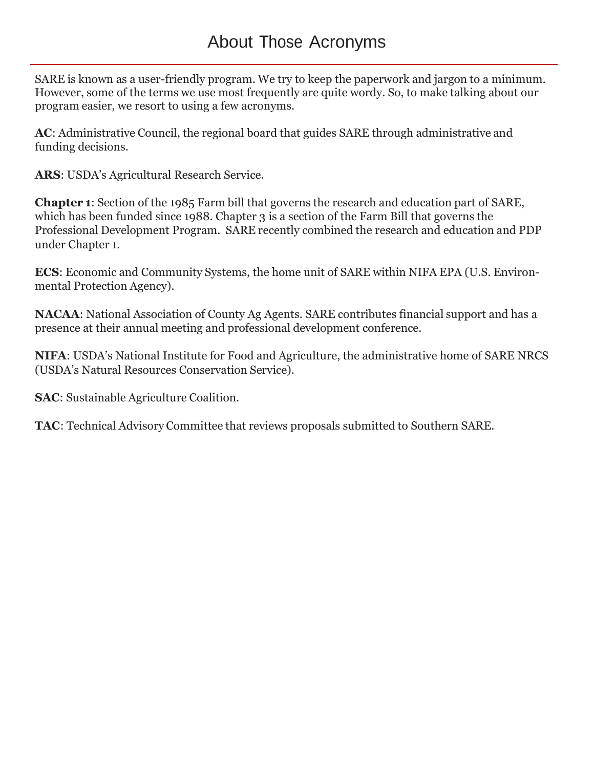# About Those Acronyms

SARE is known as a user-friendly program. We try to keep the paperwork and jargon to a minimum. However, some of the terms we use most frequently are quite wordy. So, to make talking about our program easier, we resort to using a few acronyms.

**AC**: Administrative Council, the regional board that guides SARE through administrative and funding decisions.

**ARS**: USDA's Agricultural Research Service.

**Chapter 1**: Section of the 1985 Farm bill that governs the research and education part of SARE, which has been funded since 1988. Chapter 3 is a section of the Farm Bill that governs the Professional Development Program. SARE recently combined the research and education and PDP under Chapter 1.

**ECS**: Economic and Community Systems, the home unit of SARE within NIFA EPA (U.S. Environmental Protection Agency).

**NACAA**: National Association of County Ag Agents. SARE contributes financial support and has a presence at their annual meeting and professional development conference.

**NIFA**: USDA's National Institute for Food and Agriculture, the administrative home of SARE NRCS (USDA's Natural Resources Conservation Service).

**SAC**: Sustainable Agriculture Coalition.

**TAC**: Technical Advisory Committee that reviews proposals submitted to Southern SARE.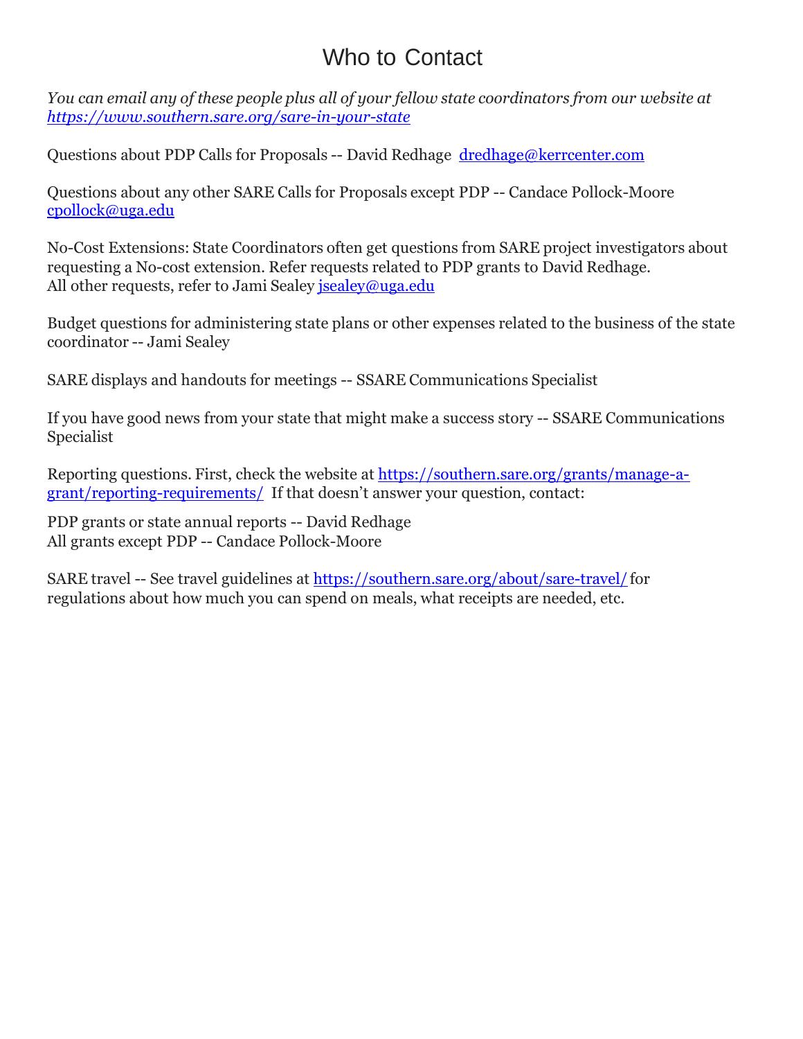# Who to Contact

*You can email any of these people plus all of your fellow state coordinators from our website at [https://www.southern.sare.org/sare-in-your-state](https://www.southern.sare.org/sare-in-your-state)*

Questions about PDP Calls for Proposals -- David Redhage dredhage@kerrcenter.com

Questions about any other SARE Calls for Proposals except PDP -- Candace Pollock-Moore cpollock@uga.edu

No-Cost Extensions: State Coordinators often get questions from SARE project investigators about requesting a No-cost extension. Refer requests related to PDP grants to David Redhage.
All other requests, refer to Jami Sealey jsealey@uga.edu

Budget questions for administering state plans or other expenses related to the business of the state coordinator -- Jami Sealey

SARE displays and handouts for meetings -- SSARE Communications Specialist

If you have good news from your state that might make a success story -- SSARE Communications Specialist

Reporting questions. First, check the website at [https://southern.sare.org/grants/manage-a-grant/reporting-requirements/](https://southern.sare.org/grants/manage-a-grant/reporting-requirements/) If that doesn't answer your question, contact:

PDP grants or state annual reports -- David Redhage
All grants except PDP -- Candace Pollock-Moore

SARE travel -- See travel guidelines at [https://southern.sare.org/about/sare-travel/](https://southern.sare.org/about/sare-travel/) for regulations about how much you can spend on meals, what receipts are needed, etc.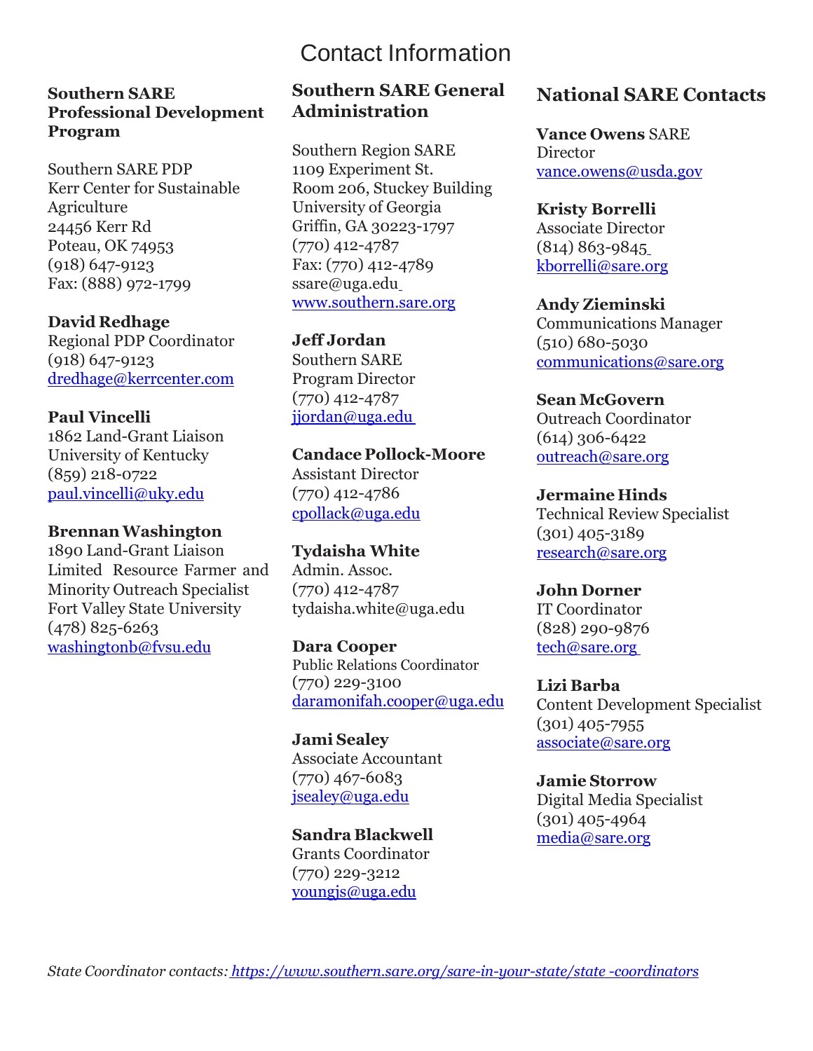# Contact Information

### Southern SARE Professional Development Program

Southern SARE PDP
Kerr Center for Sustainable Agriculture
24456 Kerr Rd
Poteau, OK 74953
(918) 647-9123
Fax: (888) 972-1799

**David Redhage**
Regional PDP Coordinator
(918) 647-9123
dredhage@kerrcenter.com

**Paul Vincelli**
1862 Land-Grant Liaison
University of Kentucky
(859) 218-0722
paul.vincelli@uky.edu

**Brennan Washington**
1890 Land-Grant Liaison
Limited Resource Farmer and Minority Outreach Specialist
Fort Valley State University
(478) 825-6263
washingtonb@fvsu.edu

### Southern SARE General Administration

Southern Region SARE
1109 Experiment St.
Room 206, Stuckey Building
University of Georgia
Griffin, GA 30223-1797
(770) 412-4787
Fax: (770) 412-4789
ssare@uga.edu
www.southern.sare.org

**Jeff Jordan**
Southern SARE
Program Director
(770) 412-4787
jjordan@uga.edu

**Candace Pollock-Moore**
Assistant Director
(770) 412-4786
cpollack@uga.edu

**Tydaisha White**
Admin. Assoc.
(770) 412-4787
tydaisha.white@uga.edu

**Dara Cooper**
Public Relations Coordinator
(770) 229-3100
daramonifah.cooper@uga.edu

**Jami Sealey**
Associate Accountant
(770) 467-6083
jsealey@uga.edu

**Sandra Blackwell**
Grants Coordinator
(770) 229-3212
youngjs@uga.edu

### National SARE Contacts

**Vance Owens** SARE Director
vance.owens@usda.gov

**Kristy Borrelli**
Associate Director
(814) 863-9845
kborrelli@sare.org

**Andy Zieminski**
Communications Manager
(510) 680-5030
communications@sare.org

**Sean McGovern**
Outreach Coordinator
(614) 306-6422
outreach@sare.org

**Jermaine Hinds**
Technical Review Specialist
(301) 405-3189
research@sare.org

**John Dorner**
IT Coordinator
(828) 290-9876
tech@sare.org

**Lizi Barba**
Content Development Specialist
(301) 405-7955
associate@sare.org

**Jamie Storrow**
Digital Media Specialist
(301) 405-4964
media@sare.org

*State Coordinator contacts: https://www.southern.sare.org/sare-in-your-state/state -coordinators*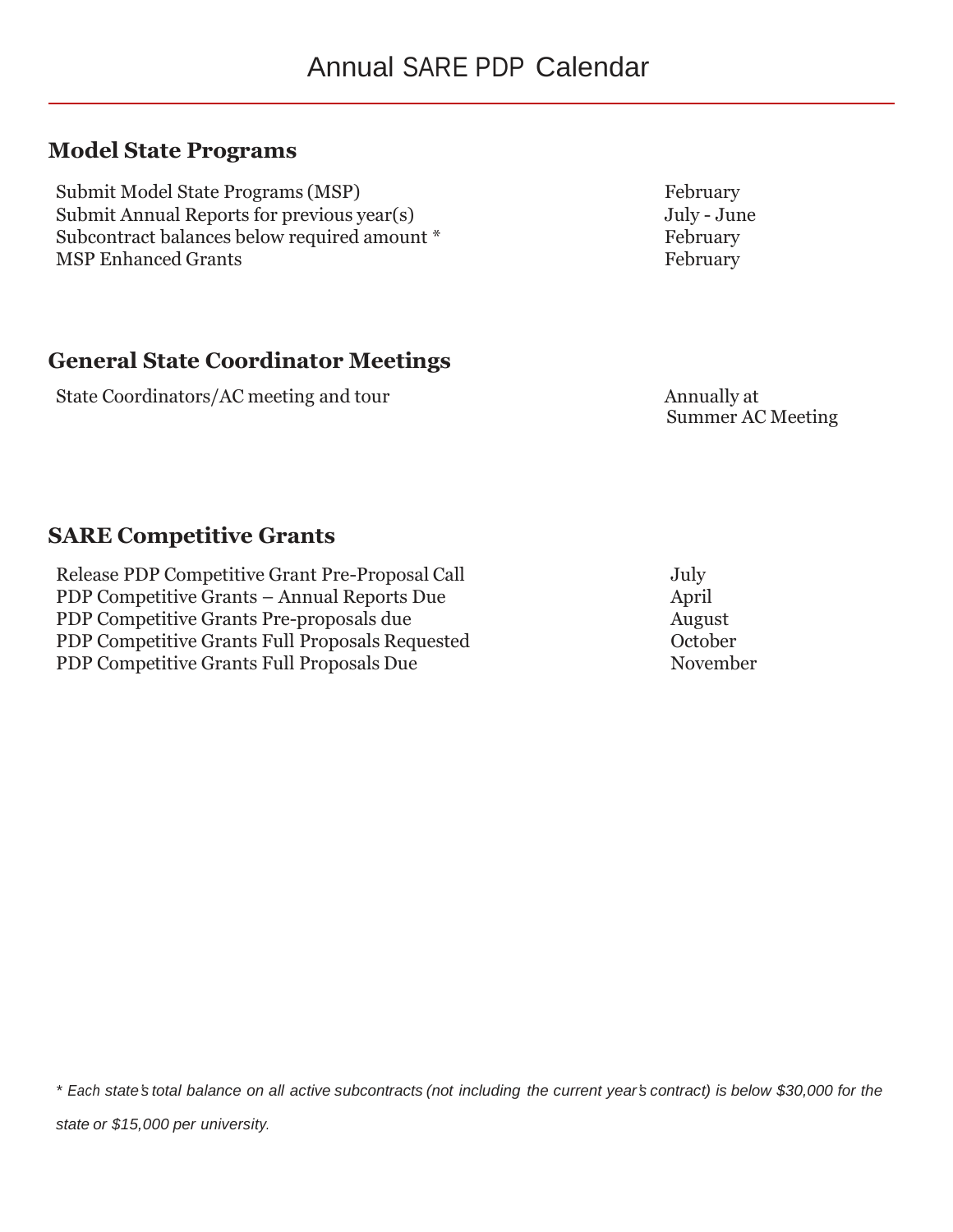# Annual SARE PDP Calendar

## Model State Programs

| | |
|---|---|
| Submit Model State Programs (MSP) | February |
| Submit Annual Reports for previous year(s) | July - June |
| Subcontract balances below required amount * | February |
| MSP Enhanced Grants | February |

## General State Coordinator Meetings

| | |
|---|---|
| State Coordinators/AC meeting and tour | Annually at Summer AC Meeting |

## SARE Competitive Grants

| | |
|---|---|
| Release PDP Competitive Grant Pre-Proposal Call | July |
| PDP Competitive Grants – Annual Reports Due | April |
| PDP Competitive Grants Pre-proposals due | August |
| PDP Competitive Grants Full Proposals Requested | October |
| PDP Competitive Grants Full Proposals Due | November |

*\* Each state's total balance on all active subcontracts (not including the current year's contract) is below $30,000 for the state or $15,000 per university.*